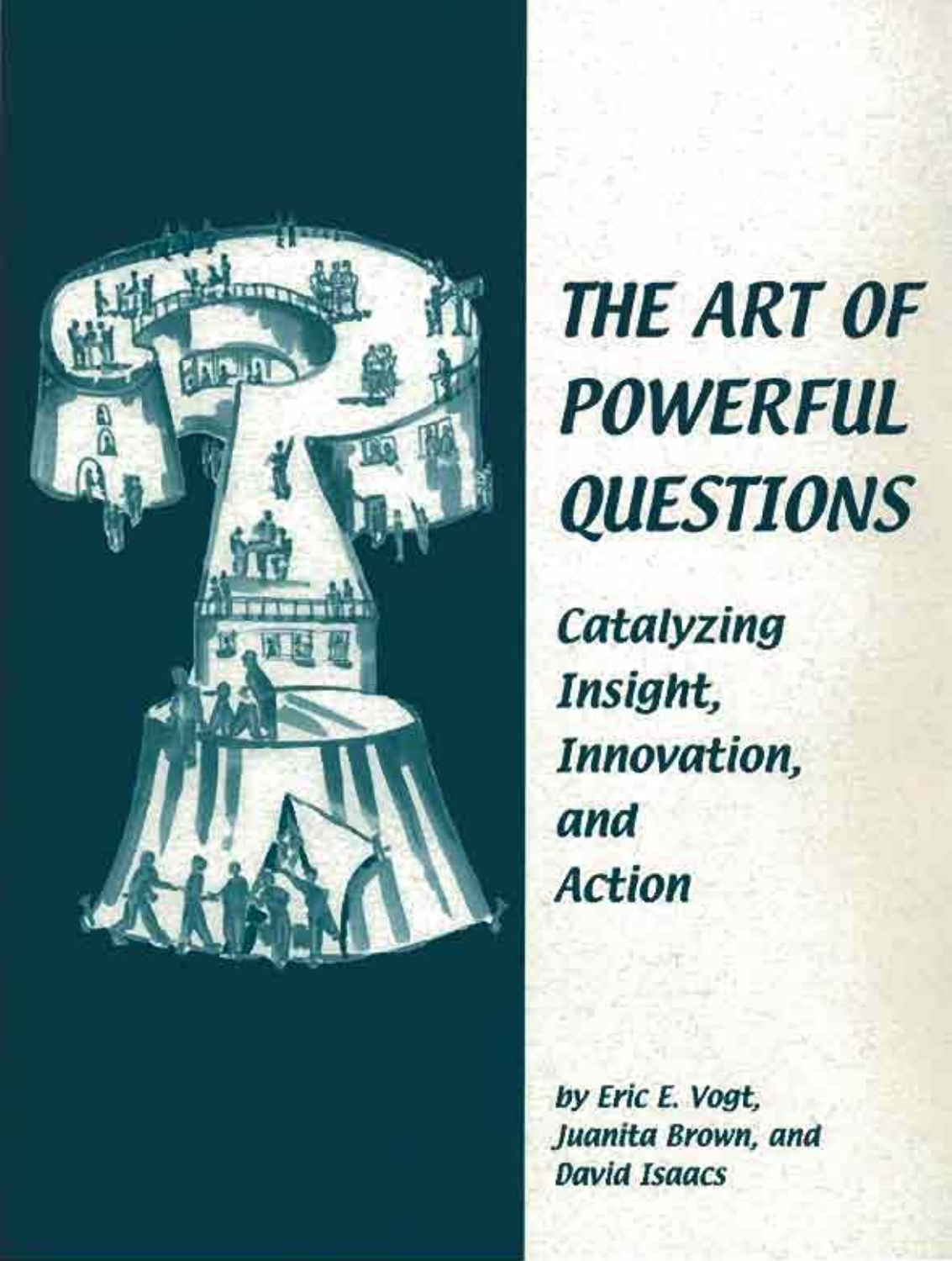# THE ART OF POWERFUL QUESTIONS

## *Catalyzing Insight, Innovation, and Action*

*by Eric E. Vogt, Juanita Brown, and David Isaacs*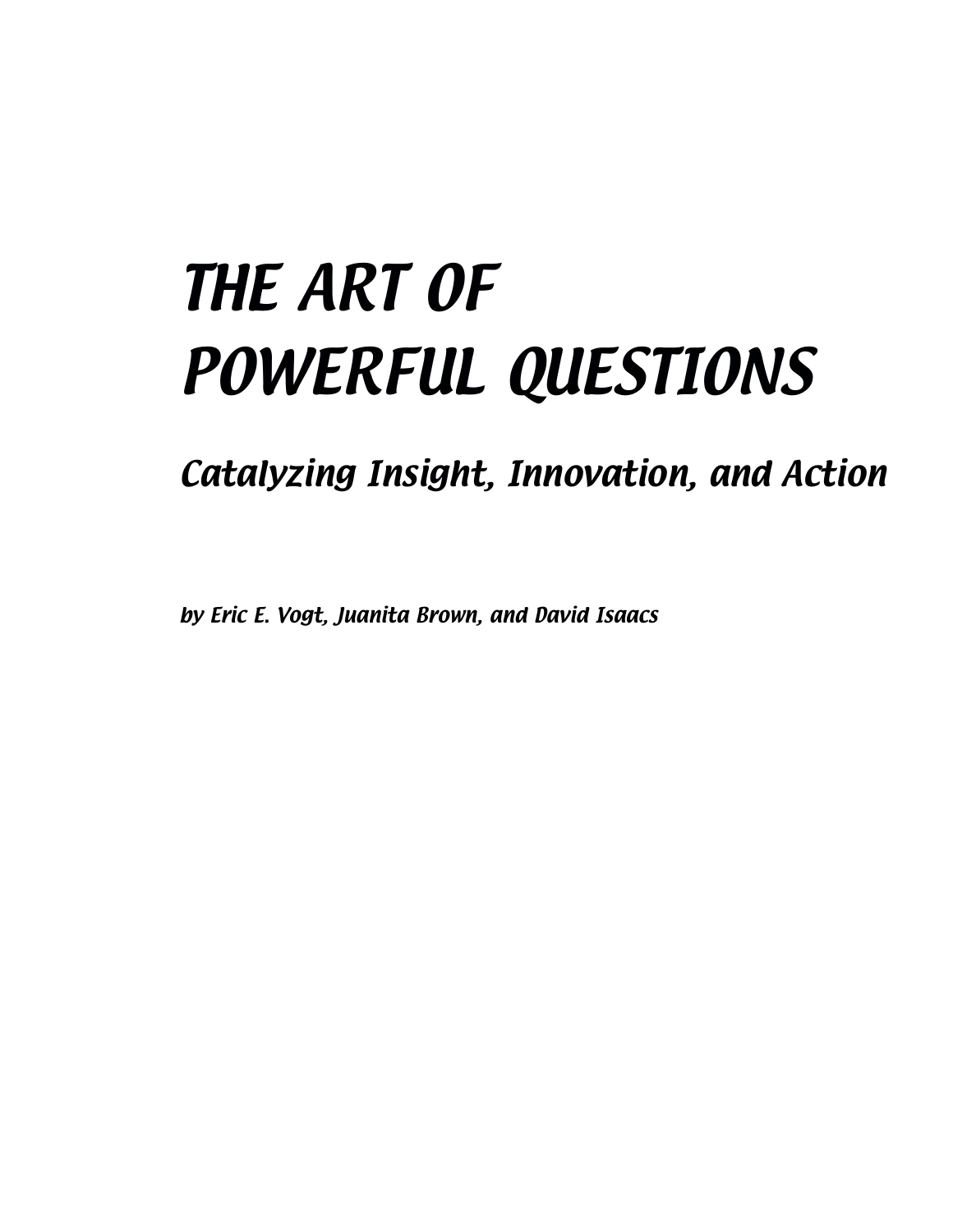# THE ART OF POWERFUL QUESTIONS

## *Catalyzing Insight, Innovation, and Action*

***by Eric E. Vogt, Juanita Brown, and David Isaacs***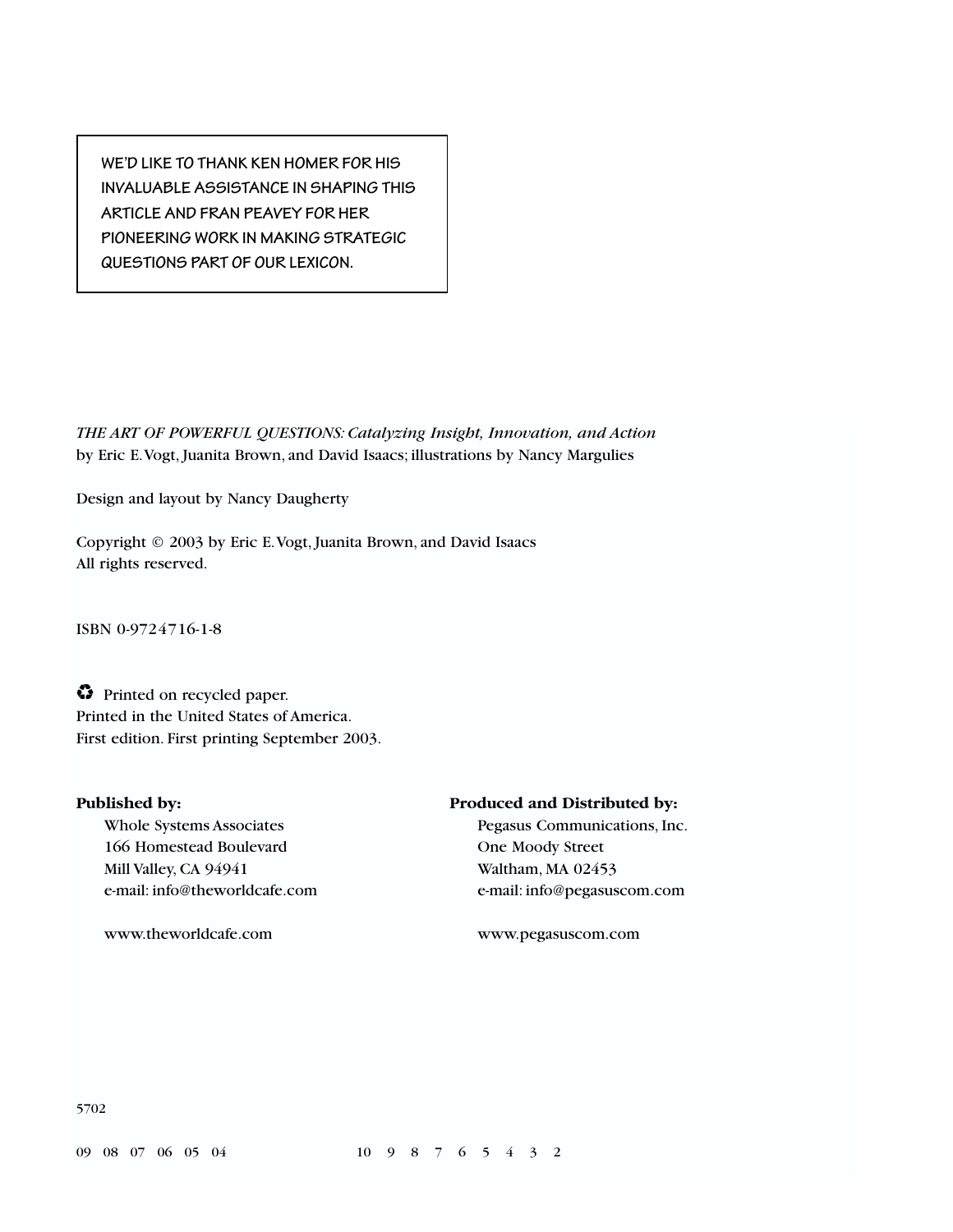WE'D LIKE TO THANK KEN HOMER FOR HIS INVALUABLE ASSISTANCE IN SHAPING THIS ARTICLE AND FRAN PEAVEY FOR HER PIONEERING WORK IN MAKING STRATEGIC QUESTIONS PART OF OUR LEXICON.

*THE ART OF POWERFUL QUESTIONS: Catalyzing Insight, Innovation, and Action*
by Eric E. Vogt, Juanita Brown, and David Isaacs; illustrations by Nancy Margulies

Design and layout by Nancy Daugherty

Copyright © 2003 by Eric E. Vogt, Juanita Brown, and David Isaacs
All rights reserved.

ISBN 0-9724716-1-8

♻ Printed on recycled paper.
Printed in the United States of America.
First edition. First printing September 2003.

**Published by:**
Whole Systems Associates
166 Homestead Boulevard
Mill Valley, CA 94941
e-mail: info@theworldcafe.com

www.theworldcafe.com

**Produced and Distributed by:**
Pegasus Communications, Inc.
One Moody Street
Waltham, MA 02453
e-mail: info@pegasuscom.com

www.pegasuscom.com

5702

09 08 07 06 05 04 10 9 8 7 6 5 4 3 2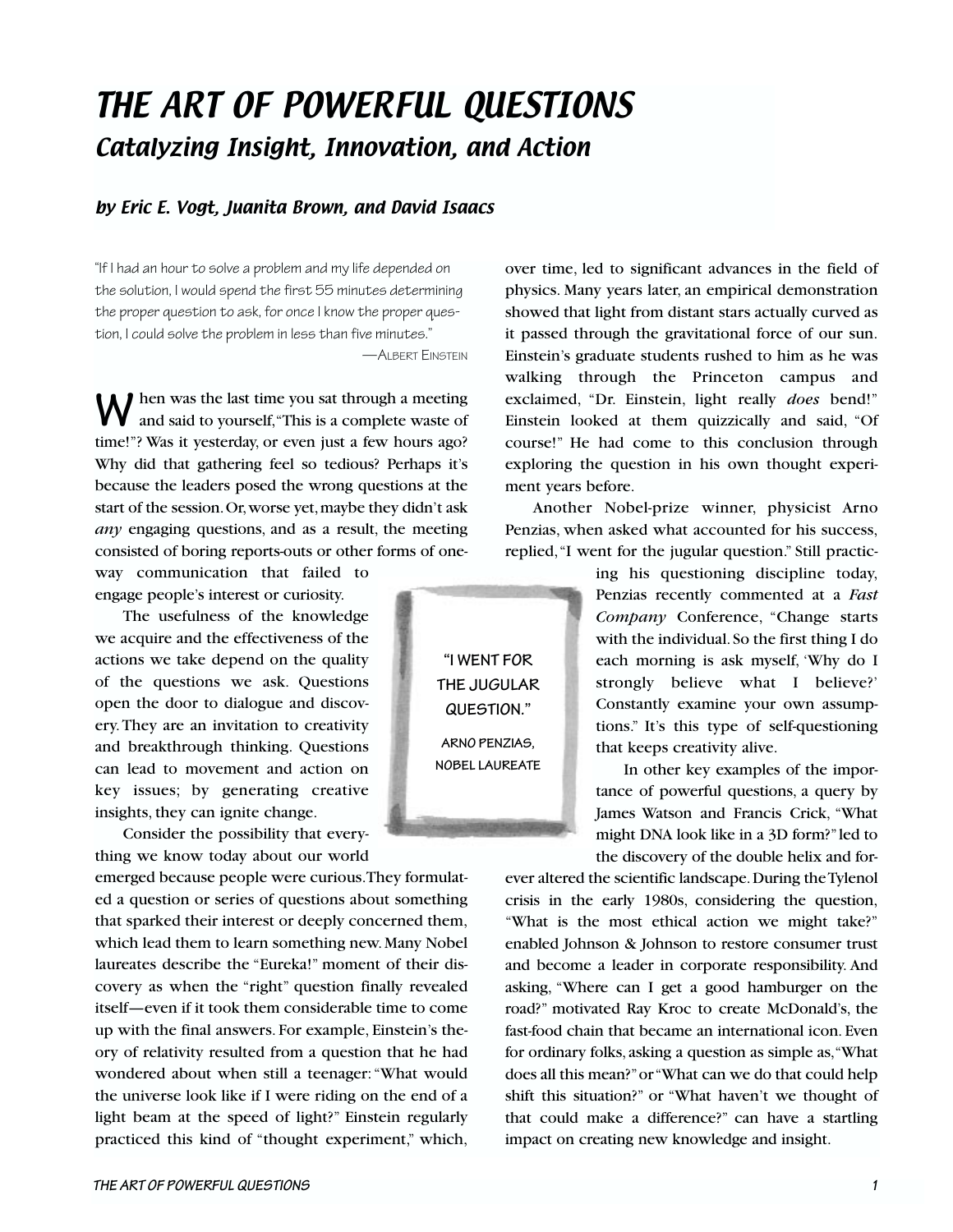# THE ART OF POWERFUL QUESTIONS

## Catalyzing Insight, Innovation, and Action

### by Eric E. Vogt, Juanita Brown, and David Isaacs

"If I had an hour to solve a problem and my life depended on the solution, I would spend the first 55 minutes determining the proper question to ask, for once I know the proper question, I could solve the problem in less than five minutes."

—Albert Einstein

When was the last time you sat through a meeting and said to yourself,"This is a complete waste of time!"? Was it yesterday, or even just a few hours ago? Why did that gathering feel so tedious? Perhaps it's because the leaders posed the wrong questions at the start of the session. Or, worse yet, maybe they didn't ask *any* engaging questions, and as a result, the meeting consisted of boring reports-outs or other forms of one-way communication that failed to engage people's interest or curiosity.

The usefulness of the knowledge we acquire and the effectiveness of the actions we take depend on the quality of the questions we ask. Questions open the door to dialogue and discovery. They are an invitation to creativity and breakthrough thinking. Questions can lead to movement and action on key issues; by generating creative insights, they can ignite change.

Consider the possibility that everything we know today about our world emerged because people were curious. They formulated a question or series of questions about something that sparked their interest or deeply concerned them, which lead them to learn something new. Many Nobel laureates describe the "Eureka!" moment of their discovery as when the "right" question finally revealed itself—even if it took them considerable time to come up with the final answers. For example, Einstein's theory of relativity resulted from a question that he had wondered about when still a teenager: "What would the universe look like if I were riding on the end of a light beam at the speed of light?" Einstein regularly practiced this kind of "thought experiment," which, over time, led to significant advances in the field of physics. Many years later, an empirical demonstration showed that light from distant stars actually curved as it passed through the gravitational force of our sun. Einstein's graduate students rushed to him as he was walking through the Princeton campus and exclaimed, "Dr. Einstein, light really *does* bend!" Einstein looked at them quizzically and said, "Of course!" He had come to this conclusion through exploring the question in his own thought experiment years before.

Another Nobel-prize winner, physicist Arno Penzias, when asked what accounted for his success, replied, "I went for the jugular question." Still practicing his questioning discipline today, Penzias recently commented at a *Fast Company* Conference, "Change starts with the individual. So the first thing I do each morning is ask myself, 'Why do I strongly believe what I believe?' Constantly examine your own assumptions." It's this type of self-questioning that keeps creativity alive.

> "I WENT FOR THE JUGULAR QUESTION."
>
> ARNO PENZIAS, NOBEL LAUREATE

In other key examples of the importance of powerful questions, a query by James Watson and Francis Crick, "What might DNA look like in a 3D form?" led to the discovery of the double helix and forever altered the scientific landscape. During the Tylenol crisis in the early 1980s, considering the question, "What is the most ethical action we might take?" enabled Johnson & Johnson to restore consumer trust and become a leader in corporate responsibility. And asking, "Where can I get a good hamburger on the road?" motivated Ray Kroc to create McDonald's, the fast-food chain that became an international icon. Even for ordinary folks, asking a question as simple as, "What does all this mean?" or "What can we do that could help shift this situation?" or "What haven't we thought of that could make a difference?" can have a startling impact on creating new knowledge and insight.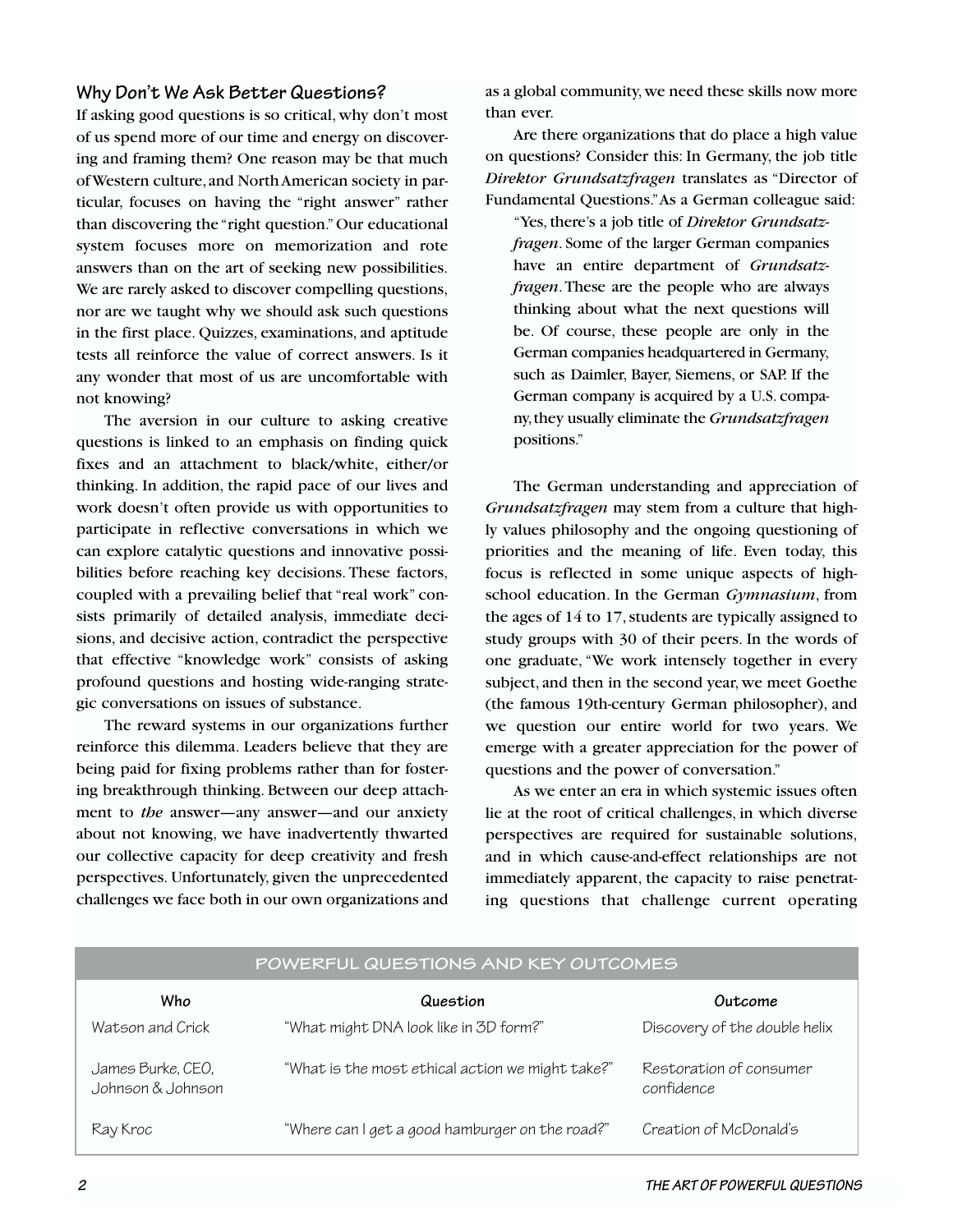### Why Don't We Ask Better Questions?

If asking good questions is so critical, why don't most of us spend more of our time and energy on discovering and framing them? One reason may be that much of Western culture, and North American society in particular, focuses on having the "right answer" rather than discovering the "right question." Our educational system focuses more on memorization and rote answers than on the art of seeking new possibilities. We are rarely asked to discover compelling questions, nor are we taught why we should ask such questions in the first place. Quizzes, examinations, and aptitude tests all reinforce the value of correct answers. Is it any wonder that most of us are uncomfortable with not knowing?

The aversion in our culture to asking creative questions is linked to an emphasis on finding quick fixes and an attachment to black/white, either/or thinking. In addition, the rapid pace of our lives and work doesn't often provide us with opportunities to participate in reflective conversations in which we can explore catalytic questions and innovative possibilities before reaching key decisions. These factors, coupled with a prevailing belief that "real work" consists primarily of detailed analysis, immediate decisions, and decisive action, contradict the perspective that effective "knowledge work" consists of asking profound questions and hosting wide-ranging strategic conversations on issues of substance.

The reward systems in our organizations further reinforce this dilemma. Leaders believe that they are being paid for fixing problems rather than for fostering breakthrough thinking. Between our deep attachment to *the* answer—any answer—and our anxiety about not knowing, we have inadvertently thwarted our collective capacity for deep creativity and fresh perspectives. Unfortunately, given the unprecedented challenges we face both in our own organizations and as a global community, we need these skills now more than ever.

Are there organizations that do place a high value on questions? Consider this: In Germany, the job title *Direktor Grundsatzfragen* translates as "Director of Fundamental Questions." As a German colleague said:

> "Yes, there's a job title of *Direktor Grundsatzfragen*. Some of the larger German companies have an entire department of *Grundsatzfragen*. These are the people who are always thinking about what the next questions will be. Of course, these people are only in the German companies headquartered in Germany, such as Daimler, Bayer, Siemens, or SAP. If the German company is acquired by a U.S. company, they usually eliminate the *Grundsatzfragen* positions."

The German understanding and appreciation of *Grundsatzfragen* may stem from a culture that highly values philosophy and the ongoing questioning of priorities and the meaning of life. Even today, this focus is reflected in some unique aspects of high-school education. In the German *Gymnasium*, from the ages of 14 to 17, students are typically assigned to study groups with 30 of their peers. In the words of one graduate, "We work intensely together in every subject, and then in the second year, we meet Goethe (the famous 19th-century German philosopher), and we question our entire world for two years. We emerge with a greater appreciation for the power of questions and the power of conversation."

As we enter an era in which systemic issues often lie at the root of critical challenges, in which diverse perspectives are required for sustainable solutions, and in which cause-and-effect relationships are not immediately apparent, the capacity to raise penetrating questions that challenge current operating

**POWERFUL QUESTIONS AND KEY OUTCOMES**

| Who | Question | Outcome |
|---|---|---|
| Watson and Crick | "What might DNA look like in 3D form?" | Discovery of the double helix |
| James Burke, CEO, Johnson & Johnson | "What is the most ethical action we might take?" | Restoration of consumer confidence |
| Ray Kroc | "Where can I get a good hamburger on the road?" | Creation of McDonald's |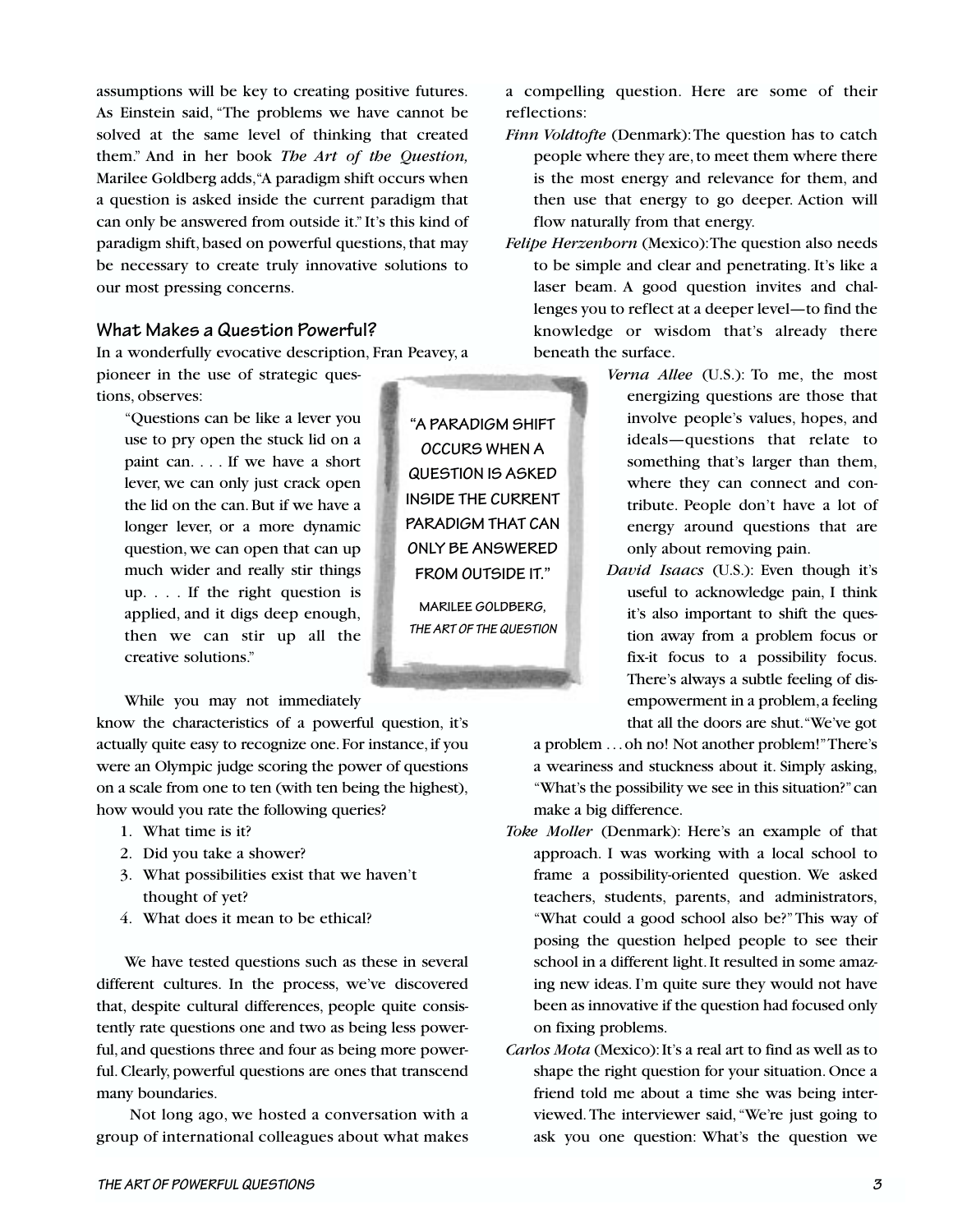assumptions will be key to creating positive futures. As Einstein said, "The problems we have cannot be solved at the same level of thinking that created them." And in her book *The Art of the Question,* Marilee Goldberg adds, "A paradigm shift occurs when a question is asked inside the current paradigm that can only be answered from outside it." It's this kind of paradigm shift, based on powerful questions, that may be necessary to create truly innovative solutions to our most pressing concerns.

## What Makes a Question Powerful?

In a wonderfully evocative description, Fran Peavey, a pioneer in the use of strategic questions, observes:

> "Questions can be like a lever you use to pry open the stuck lid on a paint can. . . . If we have a short lever, we can only just crack open the lid on the can. But if we have a longer lever, or a more dynamic question, we can open that can up much wider and really stir things up. . . . If the right question is applied, and it digs deep enough, then we can stir up all the creative solutions."

> **"A PARADIGM SHIFT OCCURS WHEN A QUESTION IS ASKED INSIDE THE CURRENT PARADIGM THAT CAN ONLY BE ANSWERED FROM OUTSIDE IT."**
>
> MARILEE GOLDBERG, *THE ART OF THE QUESTION*

While you may not immediately know the characteristics of a powerful question, it's actually quite easy to recognize one. For instance, if you were an Olympic judge scoring the power of questions on a scale from one to ten (with ten being the highest), how would you rate the following queries?

1. What time is it?
2. Did you take a shower?
3. What possibilities exist that we haven't thought of yet?
4. What does it mean to be ethical?

We have tested questions such as these in several different cultures. In the process, we've discovered that, despite cultural differences, people quite consistently rate questions one and two as being less powerful, and questions three and four as being more powerful. Clearly, powerful questions are ones that transcend many boundaries.

Not long ago, we hosted a conversation with a group of international colleagues about what makes a compelling question. Here are some of their reflections:

*Finn Voldtofte* (Denmark): The question has to catch people where they are, to meet them where there is the most energy and relevance for them, and then use that energy to go deeper. Action will flow naturally from that energy.

*Felipe Herzenborn* (Mexico): The question also needs to be simple and clear and penetrating. It's like a laser beam. A good question invites and challenges you to reflect at a deeper level—to find the knowledge or wisdom that's already there beneath the surface.

*Verna Allee* (U.S.): To me, the most energizing questions are those that involve people's values, hopes, and ideals—questions that relate to something that's larger than them, where they can connect and contribute. People don't have a lot of energy around questions that are only about removing pain.

*David Isaacs* (U.S.): Even though it's useful to acknowledge pain, I think it's also important to shift the question away from a problem focus or fix-it focus to a possibility focus. There's always a subtle feeling of disempowerment in a problem, a feeling that all the doors are shut. "We've got a problem . . . oh no! Not another problem!" There's a weariness and stuckness about it. Simply asking, "What's the possibility we see in this situation?" can make a big difference.

*Toke Moller* (Denmark): Here's an example of that approach. I was working with a local school to frame a possibility-oriented question. We asked teachers, students, parents, and administrators, "What could a good school also be?" This way of posing the question helped people to see their school in a different light. It resulted in some amazing new ideas. I'm quite sure they would not have been as innovative if the question had focused only on fixing problems.

*Carlos Mota* (Mexico): It's a real art to find as well as to shape the right question for your situation. Once a friend told me about a time she was being interviewed. The interviewer said, "We're just going to ask you one question: What's the question we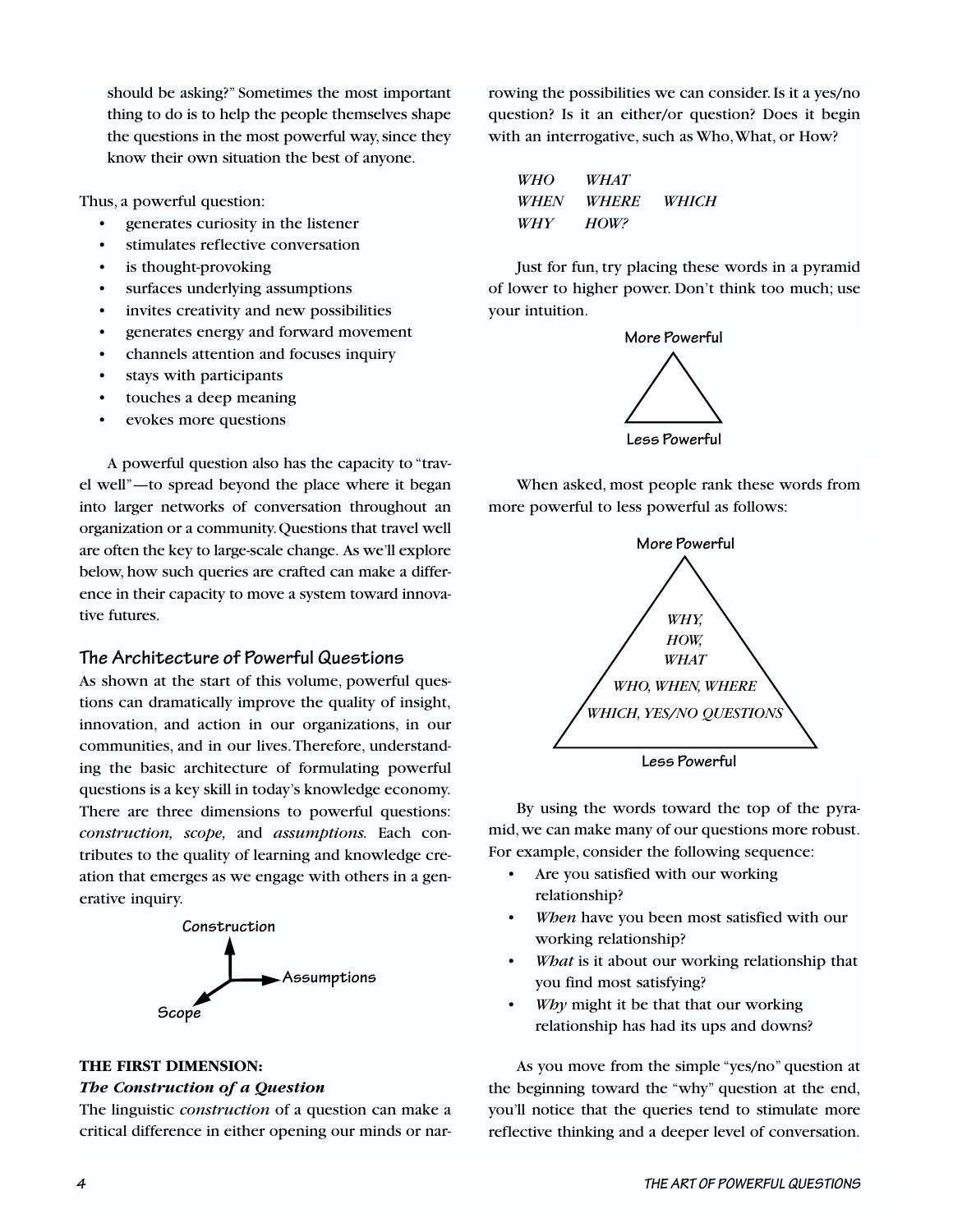should be asking?" Sometimes the most important thing to do is to help the people themselves shape the questions in the most powerful way, since they know their own situation the best of anyone.

Thus, a powerful question:

- generates curiosity in the listener
- stimulates reflective conversation
- is thought-provoking
- surfaces underlying assumptions
- invites creativity and new possibilities
- generates energy and forward movement
- channels attention and focuses inquiry
- stays with participants
- touches a deep meaning
- evokes more questions

A powerful question also has the capacity to "travel well"—to spread beyond the place where it began into larger networks of conversation throughout an organization or a community. Questions that travel well are often the key to large-scale change. As we'll explore below, how such queries are crafted can make a difference in their capacity to move a system toward innovative futures.

## The Architecture of Powerful Questions

As shown at the start of this volume, powerful questions can dramatically improve the quality of insight, innovation, and action in our organizations, in our communities, and in our lives. Therefore, understanding the basic architecture of formulating powerful questions is a key skill in today's knowledge economy. There are three dimensions to powerful questions: *construction, scope,* and *assumptions.* Each contributes to the quality of learning and knowledge creation that emerges as we engage with others in a generative inquiry.

Construction

Assumptions

Scope

### THE FIRST DIMENSION: *The Construction of a Question*

The linguistic *construction* of a question can make a critical difference in either opening our minds or narrowing the possibilities we can consider. Is it a yes/no question? Is it an either/or question? Does it begin with an interrogative, such as Who, What, or How?

*WHO WHAT*
*WHEN WHERE WHICH*
*WHY HOW?*

Just for fun, try placing these words in a pyramid of lower to higher power. Don't think too much; use your intuition.

More Powerful

Less Powerful

When asked, most people rank these words from more powerful to less powerful as follows:

More Powerful

*WHY,*
*HOW,*
*WHAT*
*WHO, WHEN, WHERE*
*WHICH, YES/NO QUESTIONS*

Less Powerful

By using the words toward the top of the pyramid, we can make many of our questions more robust. For example, consider the following sequence:

- Are you satisfied with our working relationship?
- *When* have you been most satisfied with our working relationship?
- *What* is it about our working relationship that you find most satisfying?
- *Why* might it be that that our working relationship has had its ups and downs?

As you move from the simple "yes/no" question at the beginning toward the "why" question at the end, you'll notice that the queries tend to stimulate more reflective thinking and a deeper level of conversation.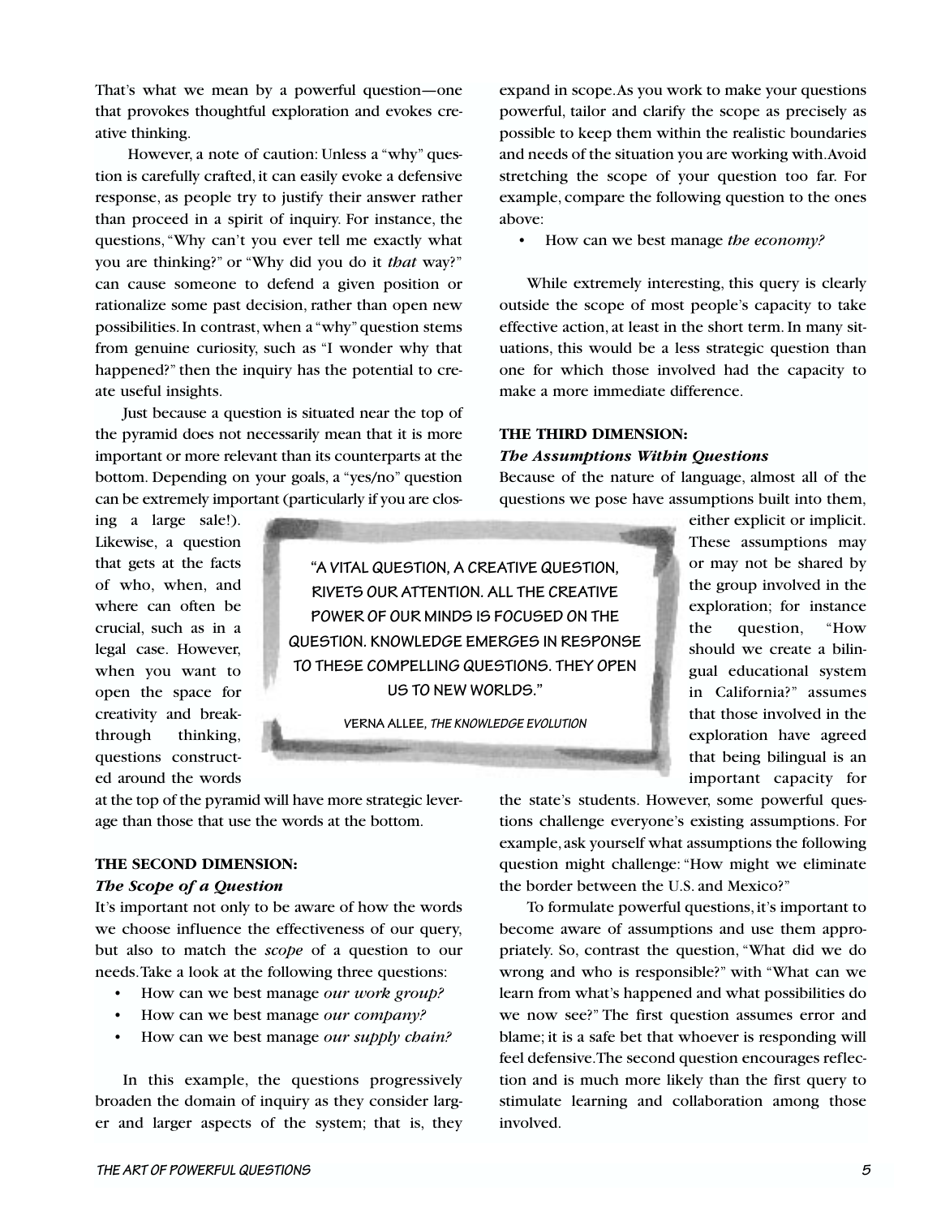That's what we mean by a powerful question—one that provokes thoughtful exploration and evokes creative thinking.

However, a note of caution: Unless a "why" question is carefully crafted, it can easily evoke a defensive response, as people try to justify their answer rather than proceed in a spirit of inquiry. For instance, the questions, "Why can't you ever tell me exactly what you are thinking?" or "Why did you do it *that* way?" can cause someone to defend a given position or rationalize some past decision, rather than open new possibilities. In contrast, when a "why" question stems from genuine curiosity, such as "I wonder why that happened?" then the inquiry has the potential to create useful insights.

Just because a question is situated near the top of the pyramid does not necessarily mean that it is more important or more relevant than its counterparts at the bottom. Depending on your goals, a "yes/no" question can be extremely important (particularly if you are closing a large sale!). Likewise, a question that gets at the facts of who, when, and where can often be crucial, such as in a legal case. However, when you want to open the space for creativity and breakthrough thinking, questions constructed around the words at the top of the pyramid will have more strategic leverage than those that use the words at the bottom.

> "A VITAL QUESTION, A CREATIVE QUESTION, RIVETS OUR ATTENTION. ALL THE CREATIVE POWER OF OUR MINDS IS FOCUSED ON THE QUESTION. KNOWLEDGE EMERGES IN RESPONSE TO THESE COMPELLING QUESTIONS. THEY OPEN US TO NEW WORLDS."
>
> VERNA ALLEE, *THE KNOWLEDGE EVOLUTION*

## THE SECOND DIMENSION: *The Scope of a Question*

It's important not only to be aware of how the words we choose influence the effectiveness of our query, but also to match the *scope* of a question to our needs. Take a look at the following three questions:

- How can we best manage *our work group?*
- How can we best manage *our company?*
- How can we best manage *our supply chain?*

In this example, the questions progressively broaden the domain of inquiry as they consider larger and larger aspects of the system; that is, they expand in scope. As you work to make your questions powerful, tailor and clarify the scope as precisely as possible to keep them within the realistic boundaries and needs of the situation you are working with. Avoid stretching the scope of your question too far. For example, compare the following question to the ones above:

- How can we best manage *the economy?*

While extremely interesting, this query is clearly outside the scope of most people's capacity to take effective action, at least in the short term. In many situations, this would be a less strategic question than one for which those involved had the capacity to make a more immediate difference.

## THE THIRD DIMENSION: *The Assumptions Within Questions*

Because of the nature of language, almost all of the questions we pose have assumptions built into them, either explicit or implicit. These assumptions may or may not be shared by the group involved in the exploration; for instance the question, "How should we create a bilingual educational system in California?" assumes that those involved in the exploration have agreed that being bilingual is an important capacity for the state's students. However, some powerful questions challenge everyone's existing assumptions. For example, ask yourself what assumptions the following question might challenge: "How might we eliminate the border between the U.S. and Mexico?"

To formulate powerful questions, it's important to become aware of assumptions and use them appropriately. So, contrast the question, "What did we do wrong and who is responsible?" with "What can we learn from what's happened and what possibilities do we now see?" The first question assumes error and blame; it is a safe bet that whoever is responding will feel defensive. The second question encourages reflection and is much more likely than the first query to stimulate learning and collaboration among those involved.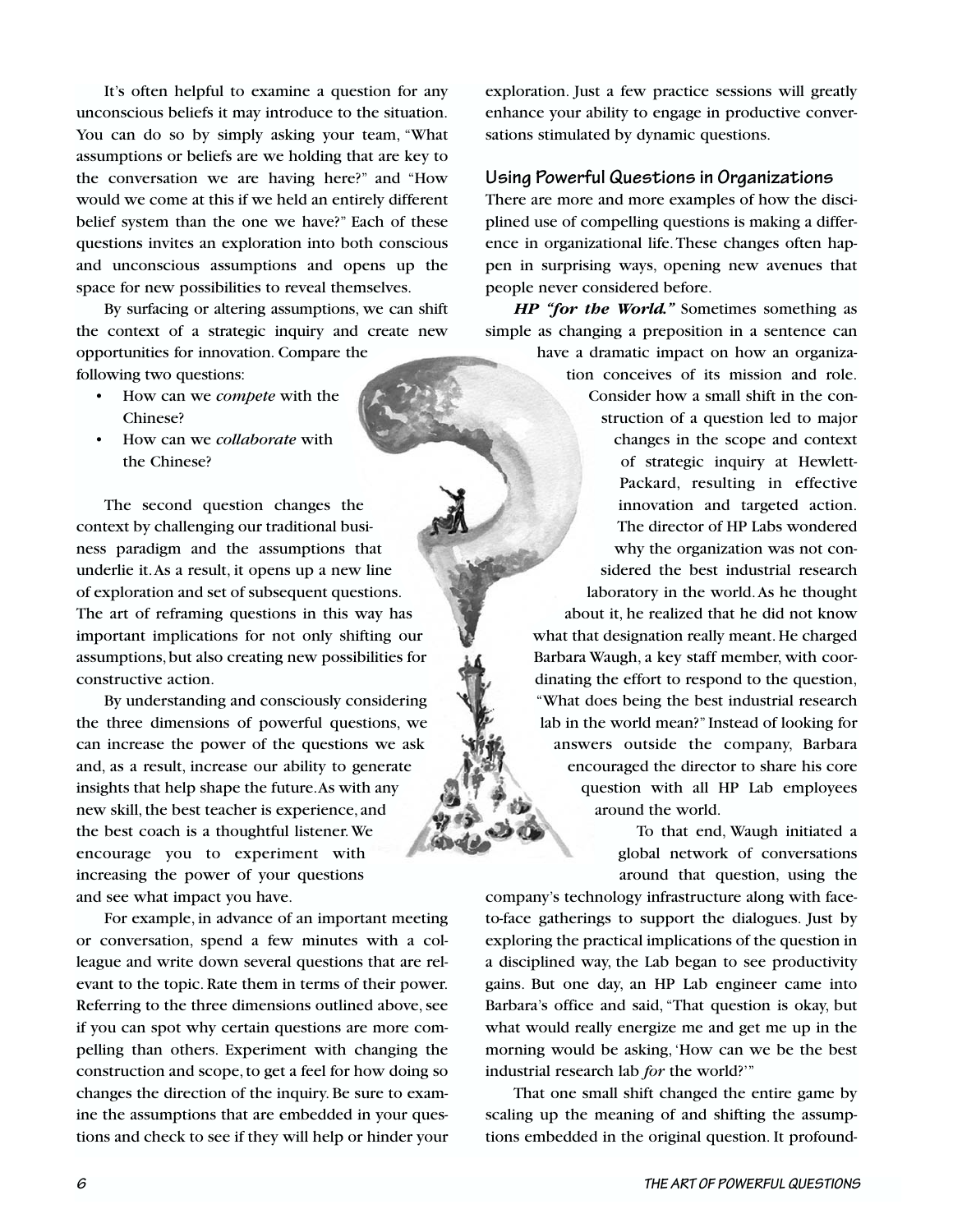It's often helpful to examine a question for any unconscious beliefs it may introduce to the situation. You can do so by simply asking your team, "What assumptions or beliefs are we holding that are key to the conversation we are having here?" and "How would we come at this if we held an entirely different belief system than the one we have?" Each of these questions invites an exploration into both conscious and unconscious assumptions and opens up the space for new possibilities to reveal themselves.

By surfacing or altering assumptions, we can shift the context of a strategic inquiry and create new opportunities for innovation. Compare the following two questions:

- How can we *compete* with the Chinese?
- How can we *collaborate* with the Chinese?

The second question changes the context by challenging our traditional business paradigm and the assumptions that underlie it. As a result, it opens up a new line of exploration and set of subsequent questions. The art of reframing questions in this way has important implications for not only shifting our assumptions, but also creating new possibilities for constructive action.

By understanding and consciously considering the three dimensions of powerful questions, we can increase the power of the questions we ask and, as a result, increase our ability to generate insights that help shape the future. As with any new skill, the best teacher is experience, and the best coach is a thoughtful listener. We encourage you to experiment with increasing the power of your questions and see what impact you have.

For example, in advance of an important meeting or conversation, spend a few minutes with a colleague and write down several questions that are relevant to the topic. Rate them in terms of their power. Referring to the three dimensions outlined above, see if you can spot why certain questions are more compelling than others. Experiment with changing the construction and scope, to get a feel for how doing so changes the direction of the inquiry. Be sure to examine the assumptions that are embedded in your questions and check to see if they will help or hinder your exploration. Just a few practice sessions will greatly enhance your ability to engage in productive conversations stimulated by dynamic questions.

### Using Powerful Questions in Organizations

There are more and more examples of how the disciplined use of compelling questions is making a difference in organizational life. These changes often happen in surprising ways, opening new avenues that people never considered before.

***HP "for the World."*** Sometimes something as simple as changing a preposition in a sentence can have a dramatic impact on how an organization conceives of its mission and role. Consider how a small shift in the construction of a question led to major changes in the scope and context of strategic inquiry at Hewlett-Packard, resulting in effective innovation and targeted action. The director of HP Labs wondered why the organization was not considered the best industrial research laboratory in the world. As he thought about it, he realized that he did not know what that designation really meant. He charged Barbara Waugh, a key staff member, with coordinating the effort to respond to the question, "What does being the best industrial research lab in the world mean?" Instead of looking for answers outside the company, Barbara encouraged the director to share his core question with all HP Lab employees around the world.

To that end, Waugh initiated a global network of conversations around that question, using the company's technology infrastructure along with face-to-face gatherings to support the dialogues. Just by exploring the practical implications of the question in a disciplined way, the Lab began to see productivity gains. But one day, an HP Lab engineer came into Barbara's office and said, "That question is okay, but what would really energize me and get me up in the morning would be asking, 'How can we be the best industrial research lab *for* the world?'"

That one small shift changed the entire game by scaling up the meaning of and shifting the assumptions embedded in the original question. It profound-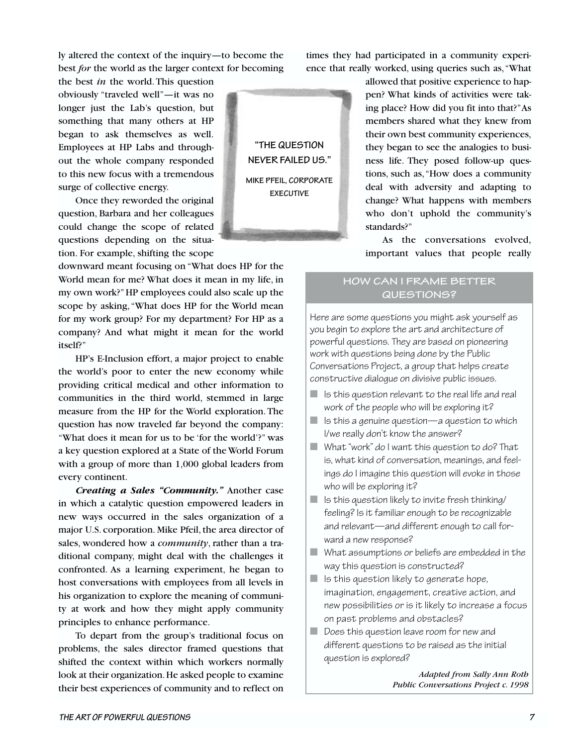ly altered the context of the inquiry—to become the best *for* the world as the larger context for becoming the best *in* the world. This question obviously "traveled well"—it was no longer just the Lab's question, but something that many others at HP began to ask themselves as well. Employees at HP Labs and throughout the whole company responded to this new focus with a tremendous surge of collective energy.

> **"THE QUESTION NEVER FAILED US."**
>
> MIKE PFEIL, CORPORATE EXECUTIVE

Once they reworded the original question, Barbara and her colleagues could change the scope of related questions depending on the situation. For example, shifting the scope downward meant focusing on "What does HP for the World mean for me? What does it mean in my life, in my own work?" HP employees could also scale up the scope by asking, "What does HP for the World mean for my work group? For my department? For HP as a company? And what might it mean for the world itself?"

HP's E-Inclusion effort, a major project to enable the world's poor to enter the new economy while providing critical medical and other information to communities in the third world, stemmed in large measure from the HP for the World exploration. The question has now traveled far beyond the company: "What does it mean for us to be 'for the world'?" was a key question explored at a State of the World Forum with a group of more than 1,000 global leaders from every continent.

***Creating a Sales "Community."*** Another case in which a catalytic question empowered leaders in new ways occurred in the sales organization of a major U.S. corporation. Mike Pfeil, the area director of sales, wondered how a *community*, rather than a traditional company, might deal with the challenges it confronted. As a learning experiment, he began to host conversations with employees from all levels in his organization to explore the meaning of community at work and how they might apply community principles to enhance performance.

To depart from the group's traditional focus on problems, the sales director framed questions that shifted the context within which workers normally look at their organization. He asked people to examine their best experiences of community and to reflect on times they had participated in a community experience that really worked, using queries such as, "What allowed that positive experience to happen? What kinds of activities were taking place? How did you fit into that?" As members shared what they knew from their own best community experiences, they began to see the analogies to business life. They posed follow-up questions, such as, "How does a community deal with adversity and adapting to change? What happens with members who don't uphold the community's standards?"

As the conversations evolved, important values that people really

## HOW CAN I FRAME BETTER QUESTIONS?

Here are some questions you might ask yourself as you begin to explore the art and architecture of powerful questions. They are based on pioneering work with questions being done by the Public Conversations Project, a group that helps create constructive dialogue on divisive public issues.

- Is this question relevant to the real life and real work of the people who will be exploring it?
- Is this a genuine question—a question to which I/we really don't know the answer?
- What "work" do I want this question to do? That is, what kind of conversation, meanings, and feelings do I imagine this question will evoke in those who will be exploring it?
- Is this question likely to invite fresh thinking/feeling? Is it familiar enough to be recognizable and relevant—and different enough to call forward a new response?
- What assumptions or beliefs are embedded in the way this question is constructed?
- Is this question likely to generate hope, imagination, engagement, creative action, and new possibilities or is it likely to increase a focus on past problems and obstacles?
- Does this question leave room for new and different questions to be raised as the initial question is explored?

*Adapted from Sally Ann Roth*
*Public Conversations Project c. 1998*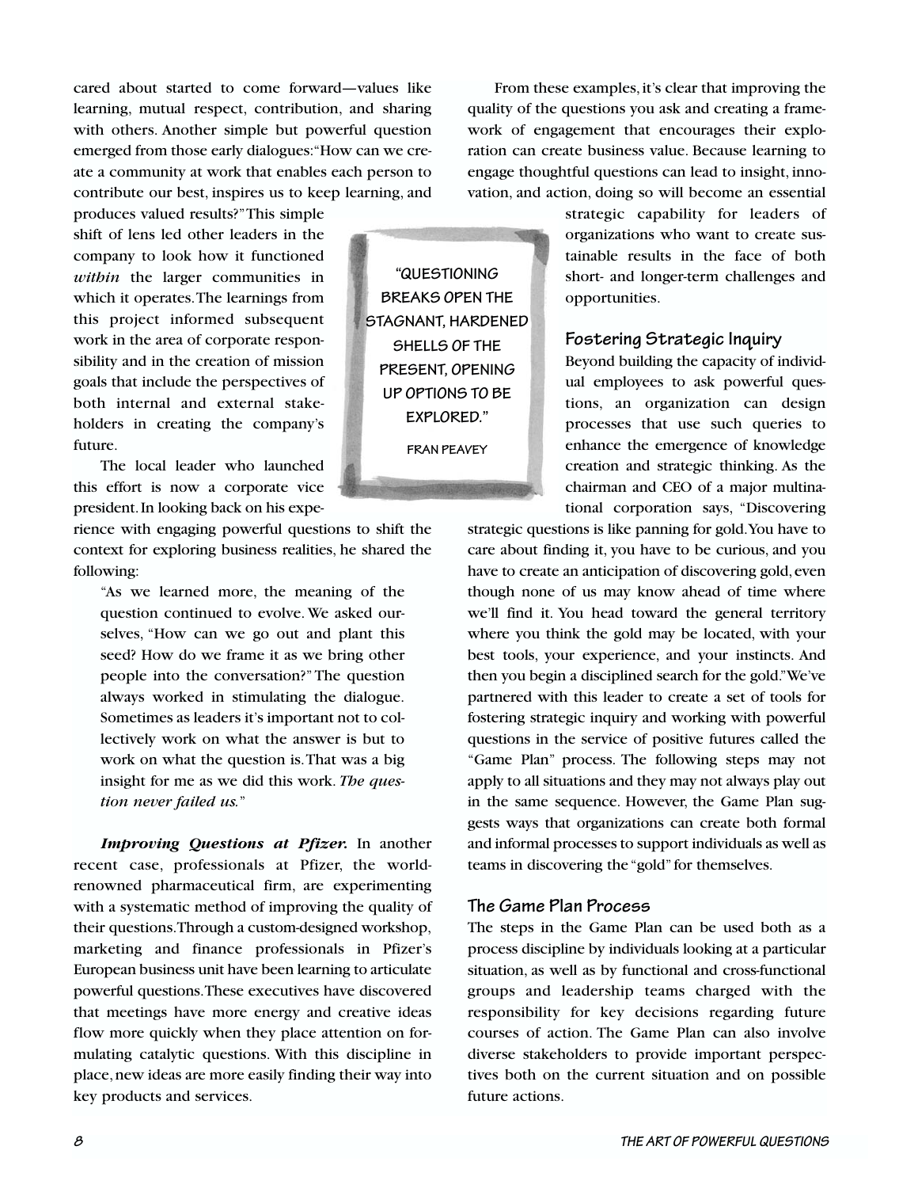cared about started to come forward—values like learning, mutual respect, contribution, and sharing with others. Another simple but powerful question emerged from those early dialogues: "How can we create a community at work that enables each person to contribute our best, inspires us to keep learning, and produces valued results?" This simple shift of lens led other leaders in the company to look how it functioned *within* the larger communities in which it operates. The learnings from this project informed subsequent work in the area of corporate responsibility and in the creation of mission goals that include the perspectives of both internal and external stakeholders in creating the company's future.

The local leader who launched this effort is now a corporate vice president. In looking back on his experience with engaging powerful questions to shift the context for exploring business realities, he shared the following:

> "As we learned more, the meaning of the question continued to evolve. We asked ourselves, "How can we go out and plant this seed? How do we frame it as we bring other people into the conversation?" The question always worked in stimulating the dialogue. Sometimes as leaders it's important not to collectively work on what the answer is but to work on what the question is. That was a big insight for me as we did this work. *The question never failed us.*"

> "QUESTIONING BREAKS OPEN THE STAGNANT, HARDENED SHELLS OF THE PRESENT, OPENING UP OPTIONS TO BE EXPLORED."
>
> FRAN PEAVEY

***Improving Questions at Pfizer.*** In another recent case, professionals at Pfizer, the world-renowned pharmaceutical firm, are experimenting with a systematic method of improving the quality of their questions. Through a custom-designed workshop, marketing and finance professionals in Pfizer's European business unit have been learning to articulate powerful questions. These executives have discovered that meetings have more energy and creative ideas flow more quickly when they place attention on formulating catalytic questions. With this discipline in place, new ideas are more easily finding their way into key products and services.

From these examples, it's clear that improving the quality of the questions you ask and creating a framework of engagement that encourages their exploration can create business value. Because learning to engage thoughtful questions can lead to insight, innovation, and action, doing so will become an essential strategic capability for leaders of organizations who want to create sustainable results in the face of both short- and longer-term challenges and opportunities.

### Fostering Strategic Inquiry

Beyond building the capacity of individual employees to ask powerful questions, an organization can design processes that use such queries to enhance the emergence of knowledge creation and strategic thinking. As the chairman and CEO of a major multinational corporation says, "Discovering strategic questions is like panning for gold. You have to care about finding it, you have to be curious, and you have to create an anticipation of discovering gold, even though none of us may know ahead of time where we'll find it. You head toward the general territory where you think the gold may be located, with your best tools, your experience, and your instincts. And then you begin a disciplined search for the gold." We've partnered with this leader to create a set of tools for fostering strategic inquiry and working with powerful questions in the service of positive futures called the "Game Plan" process. The following steps may not apply to all situations and they may not always play out in the same sequence. However, the Game Plan suggests ways that organizations can create both formal and informal processes to support individuals as well as teams in discovering the "gold" for themselves.

### The Game Plan Process

The steps in the Game Plan can be used both as a process discipline by individuals looking at a particular situation, as well as by functional and cross-functional groups and leadership teams charged with the responsibility for key decisions regarding future courses of action. The Game Plan can also involve diverse stakeholders to provide important perspectives both on the current situation and on possible future actions.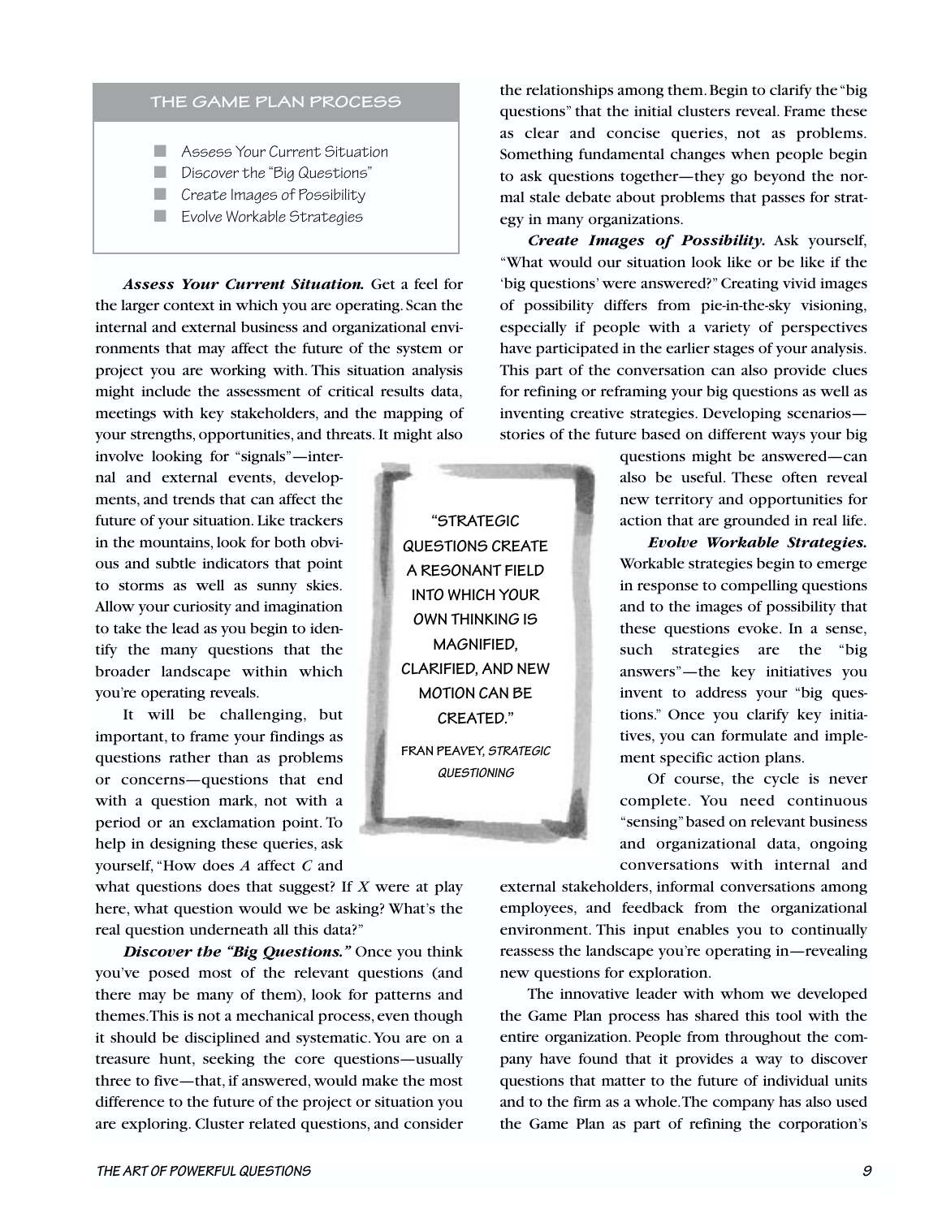## THE GAME PLAN PROCESS

- Assess Your Current Situation
- Discover the "Big Questions"
- Create Images of Possibility
- Evolve Workable Strategies

***Assess Your Current Situation.*** Get a feel for the larger context in which you are operating. Scan the internal and external business and organizational environments that may affect the future of the system or project you are working with. This situation analysis might include the assessment of critical results data, meetings with key stakeholders, and the mapping of your strengths, opportunities, and threats. It might also involve looking for "signals"—internal and external events, developments, and trends that can affect the future of your situation. Like trackers in the mountains, look for both obvious and subtle indicators that point to storms as well as sunny skies. Allow your curiosity and imagination to take the lead as you begin to identify the many questions that the broader landscape within which you're operating reveals.

It will be challenging, but important, to frame your findings as questions rather than as problems or concerns—questions that end with a question mark, not with a period or an exclamation point. To help in designing these queries, ask yourself, "How does *A* affect *C* and what questions does that suggest? If *X* were at play here, what question would we be asking? What's the real question underneath all this data?"

***Discover the "Big Questions."*** Once you think you've posed most of the relevant questions (and there may be many of them), look for patterns and themes. This is not a mechanical process, even though it should be disciplined and systematic. You are on a treasure hunt, seeking the core questions—usually three to five—that, if answered, would make the most difference to the future of the project or situation you are exploring. Cluster related questions, and consider the relationships among them. Begin to clarify the "big questions" that the initial clusters reveal. Frame these as clear and concise queries, not as problems. Something fundamental changes when people begin to ask questions together—they go beyond the normal stale debate about problems that passes for strategy in many organizations.

> "STRATEGIC QUESTIONS CREATE A RESONANT FIELD INTO WHICH YOUR OWN THINKING IS MAGNIFIED, CLARIFIED, AND NEW MOTION CAN BE CREATED."
>
> FRAN PEAVEY, *STRATEGIC QUESTIONING*

***Create Images of Possibility.*** Ask yourself, "What would our situation look like or be like if the 'big questions' were answered?" Creating vivid images of possibility differs from pie-in-the-sky visioning, especially if people with a variety of perspectives have participated in the earlier stages of your analysis. This part of the conversation can also provide clues for refining or reframing your big questions as well as inventing creative strategies. Developing scenarios—stories of the future based on different ways your big questions might be answered—can also be useful. These often reveal new territory and opportunities for action that are grounded in real life.

***Evolve Workable Strategies.*** Workable strategies begin to emerge in response to compelling questions and to the images of possibility that these questions evoke. In a sense, such strategies are the "big answers"—the key initiatives you invent to address your "big questions." Once you clarify key initiatives, you can formulate and implement specific action plans.

Of course, the cycle is never complete. You need continuous "sensing" based on relevant business and organizational data, ongoing conversations with internal and external stakeholders, informal conversations among employees, and feedback from the organizational environment. This input enables you to continually reassess the landscape you're operating in—revealing new questions for exploration.

The innovative leader with whom we developed the Game Plan process has shared this tool with the entire organization. People from throughout the company have found that it provides a way to discover questions that matter to the future of individual units and to the firm as a whole. The company has also used the Game Plan as part of refining the corporation's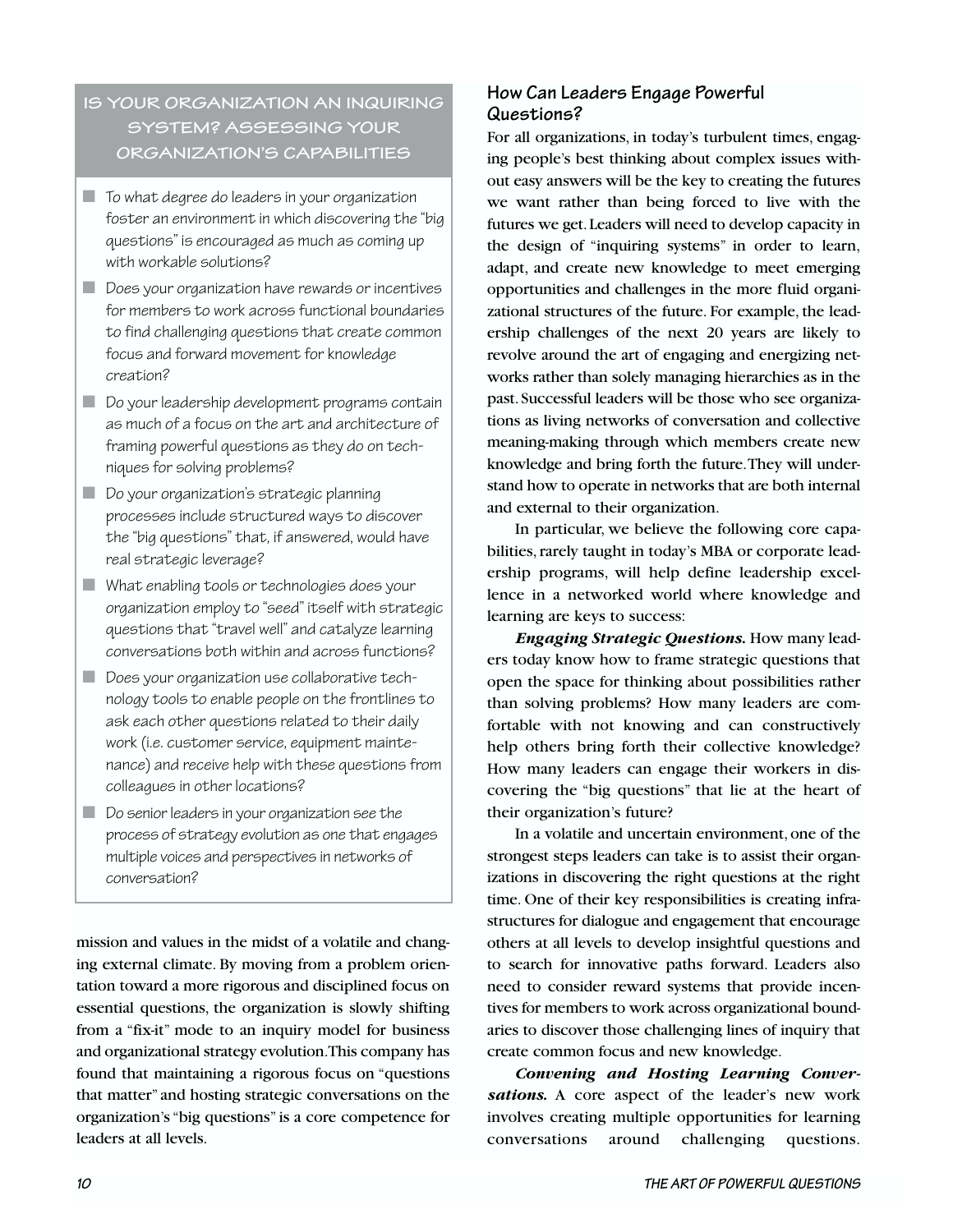## IS YOUR ORGANIZATION AN INQUIRING SYSTEM? ASSESSING YOUR ORGANIZATION'S CAPABILITIES

- To what degree do leaders in your organization foster an environment in which discovering the "big questions" is encouraged as much as coming up with workable solutions?
- Does your organization have rewards or incentives for members to work across functional boundaries to find challenging questions that create common focus and forward movement for knowledge creation?
- Do your leadership development programs contain as much of a focus on the art and architecture of framing powerful questions as they do on techniques for solving problems?
- Do your organization's strategic planning processes include structured ways to discover the "big questions" that, if answered, would have real strategic leverage?
- What enabling tools or technologies does your organization employ to "seed" itself with strategic questions that "travel well" and catalyze learning conversations both within and across functions?
- Does your organization use collaborative technology tools to enable people on the frontlines to ask each other questions related to their daily work (i.e. customer service, equipment maintenance) and receive help with these questions from colleagues in other locations?
- Do senior leaders in your organization see the process of strategy evolution as one that engages multiple voices and perspectives in networks of conversation?

mission and values in the midst of a volatile and changing external climate. By moving from a problem orientation toward a more rigorous and disciplined focus on essential questions, the organization is slowly shifting from a "fix-it" mode to an inquiry model for business and organizational strategy evolution. This company has found that maintaining a rigorous focus on "questions that matter" and hosting strategic conversations on the organization's "big questions" is a core competence for leaders at all levels.

### How Can Leaders Engage Powerful Questions?

For all organizations, in today's turbulent times, engaging people's best thinking about complex issues without easy answers will be the key to creating the futures we want rather than being forced to live with the futures we get. Leaders will need to develop capacity in the design of "inquiring systems" in order to learn, adapt, and create new knowledge to meet emerging opportunities and challenges in the more fluid organizational structures of the future. For example, the leadership challenges of the next 20 years are likely to revolve around the art of engaging and energizing networks rather than solely managing hierarchies as in the past. Successful leaders will be those who see organizations as living networks of conversation and collective meaning-making through which members create new knowledge and bring forth the future. They will understand how to operate in networks that are both internal and external to their organization.

In particular, we believe the following core capabilities, rarely taught in today's MBA or corporate leadership programs, will help define leadership excellence in a networked world where knowledge and learning are keys to success:

***Engaging Strategic Questions.*** How many leaders today know how to frame strategic questions that open the space for thinking about possibilities rather than solving problems? How many leaders are comfortable with not knowing and can constructively help others bring forth their collective knowledge? How many leaders can engage their workers in discovering the "big questions" that lie at the heart of their organization's future?

In a volatile and uncertain environment, one of the strongest steps leaders can take is to assist their organizations in discovering the right questions at the right time. One of their key responsibilities is creating infrastructures for dialogue and engagement that encourage others at all levels to develop insightful questions and to search for innovative paths forward. Leaders also need to consider reward systems that provide incentives for members to work across organizational boundaries to discover those challenging lines of inquiry that create common focus and new knowledge.

***Convening and Hosting Learning Conversations.*** A core aspect of the leader's new work involves creating multiple opportunities for learning conversations around challenging questions.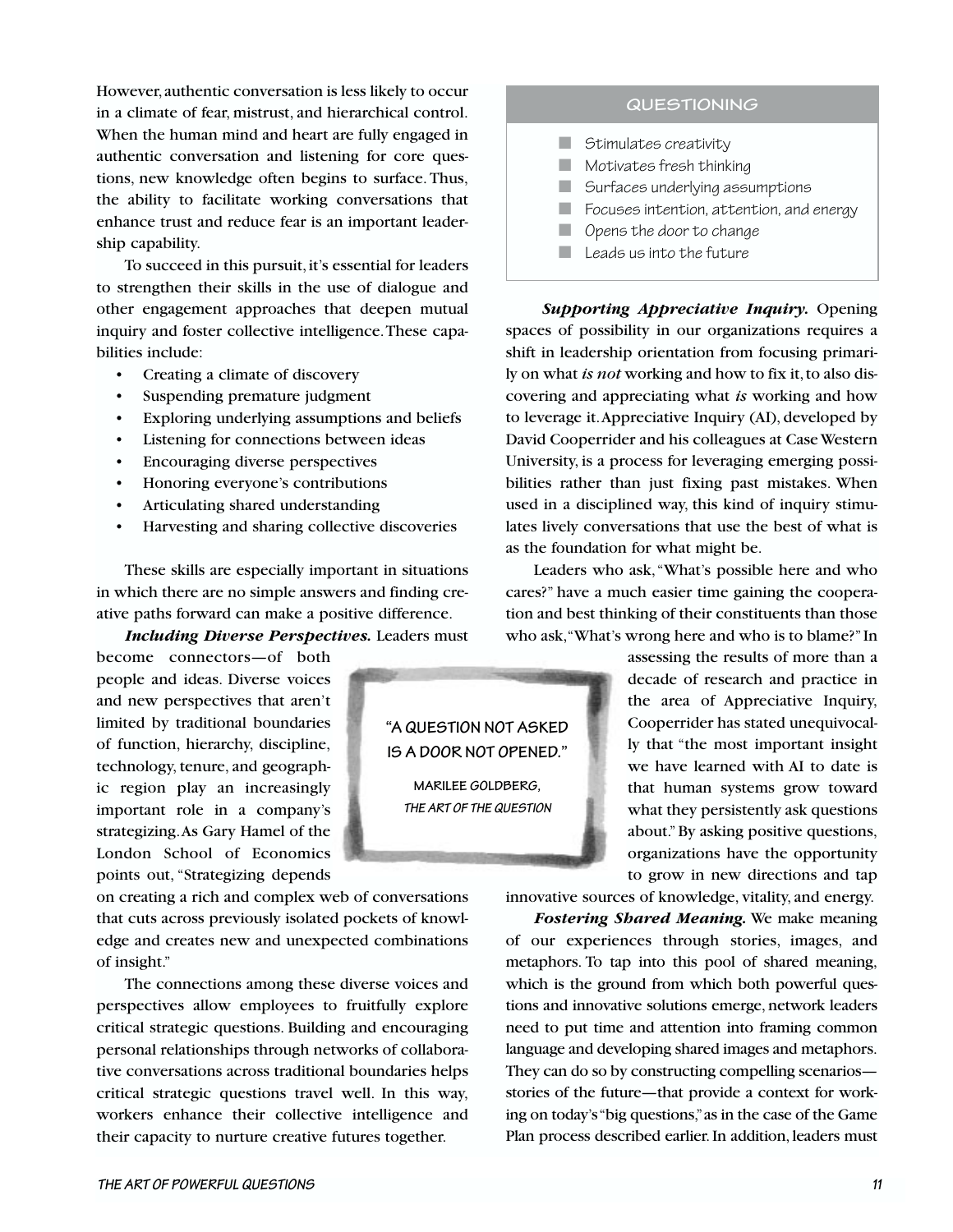However, authentic conversation is less likely to occur in a climate of fear, mistrust, and hierarchical control. When the human mind and heart are fully engaged in authentic conversation and listening for core questions, new knowledge often begins to surface. Thus, the ability to facilitate working conversations that enhance trust and reduce fear is an important leadership capability.

To succeed in this pursuit, it's essential for leaders to strengthen their skills in the use of dialogue and other engagement approaches that deepen mutual inquiry and foster collective intelligence. These capabilities include:

- Creating a climate of discovery
- Suspending premature judgment
- Exploring underlying assumptions and beliefs
- Listening for connections between ideas
- Encouraging diverse perspectives
- Honoring everyone's contributions
- Articulating shared understanding
- Harvesting and sharing collective discoveries

These skills are especially important in situations in which there are no simple answers and finding creative paths forward can make a positive difference.

***Including Diverse Perspectives.*** Leaders must become connectors—of both people and ideas. Diverse voices and new perspectives that aren't limited by traditional boundaries of function, hierarchy, discipline, technology, tenure, and geographic region play an increasingly important role in a company's strategizing. As Gary Hamel of the London School of Economics points out, "Strategizing depends on creating a rich and complex web of conversations that cuts across previously isolated pockets of knowledge and creates new and unexpected combinations of insight."

> **"A QUESTION NOT ASKED IS A DOOR NOT OPENED."**
>
> MARILEE GOLDBERG, *THE ART OF THE QUESTION*

The connections among these diverse voices and perspectives allow employees to fruitfully explore critical strategic questions. Building and encouraging personal relationships through networks of collaborative conversations across traditional boundaries helps critical strategic questions travel well. In this way, workers enhance their collective intelligence and their capacity to nurture creative futures together.

### QUESTIONING

- Stimulates creativity
- Motivates fresh thinking
- Surfaces underlying assumptions
- Focuses intention, attention, and energy
- Opens the door to change
- Leads us into the future

***Supporting Appreciative Inquiry.*** Opening spaces of possibility in our organizations requires a shift in leadership orientation from focusing primarily on what *is not* working and how to fix it, to also discovering and appreciating what *is* working and how to leverage it. Appreciative Inquiry (AI), developed by David Cooperrider and his colleagues at Case Western University, is a process for leveraging emerging possibilities rather than just fixing past mistakes. When used in a disciplined way, this kind of inquiry stimulates lively conversations that use the best of what is as the foundation for what might be.

Leaders who ask, "What's possible here and who cares?" have a much easier time gaining the cooperation and best thinking of their constituents than those who ask, "What's wrong here and who is to blame?" In assessing the results of more than a decade of research and practice in the area of Appreciative Inquiry, Cooperrider has stated unequivocally that "the most important insight we have learned with AI to date is that human systems grow toward what they persistently ask questions about." By asking positive questions, organizations have the opportunity to grow in new directions and tap innovative sources of knowledge, vitality, and energy.

***Fostering Shared Meaning.*** We make meaning of our experiences through stories, images, and metaphors. To tap into this pool of shared meaning, which is the ground from which both powerful questions and innovative solutions emerge, network leaders need to put time and attention into framing common language and developing shared images and metaphors. They can do so by constructing compelling scenarios—stories of the future—that provide a context for working on today's "big questions," as in the case of the Game Plan process described earlier. In addition, leaders must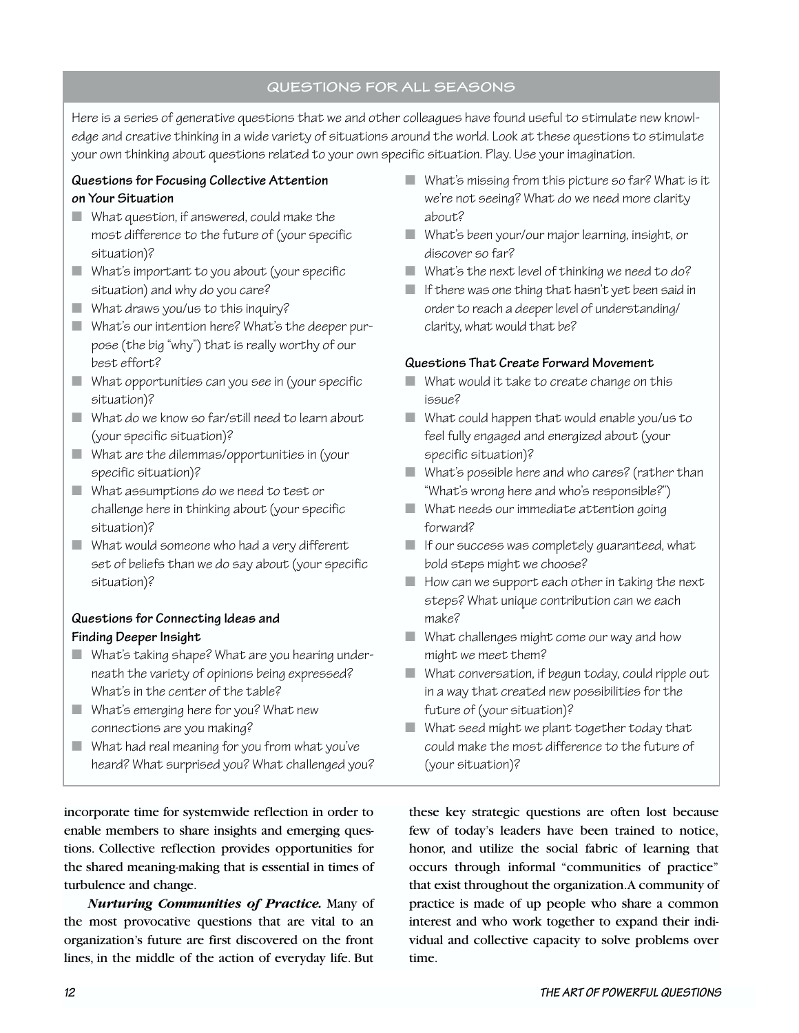## QUESTIONS FOR ALL SEASONS

Here is a series of generative questions that we and other colleagues have found useful to stimulate new knowledge and creative thinking in a wide variety of situations around the world. Look at these questions to stimulate your own thinking about questions related to your own specific situation. Play. Use your imagination.

**Questions for Focusing Collective Attention on Your Situation**

- What question, if answered, could make the most difference to the future of (your specific situation)?
- What's important to you about (your specific situation) and why do you care?
- What draws you/us to this inquiry?
- What's our intention here? What's the deeper purpose (the big "why") that is really worthy of our best effort?
- What opportunities can you see in (your specific situation)?
- What do we know so far/still need to learn about (your specific situation)?
- What are the dilemmas/opportunities in (your specific situation)?
- What assumptions do we need to test or challenge here in thinking about (your specific situation)?
- What would someone who had a very different set of beliefs than we do say about (your specific situation)?

**Questions for Connecting Ideas and Finding Deeper Insight**

- What's taking shape? What are you hearing underneath the variety of opinions being expressed? What's in the center of the table?
- What's emerging here for you? What new connections are you making?
- What had real meaning for you from what you've heard? What surprised you? What challenged you?
- What's missing from this picture so far? What is it we're not seeing? What do we need more clarity about?
- What's been your/our major learning, insight, or discover so far?
- What's the next level of thinking we need to do?
- If there was one thing that hasn't yet been said in order to reach a deeper level of understanding/clarity, what would that be?

**Questions That Create Forward Movement**

- What would it take to create change on this issue?
- What could happen that would enable you/us to feel fully engaged and energized about (your specific situation)?
- What's possible here and who cares? (rather than "What's wrong here and who's responsible?")
- What needs our immediate attention going forward?
- If our success was completely guaranteed, what bold steps might we choose?
- How can we support each other in taking the next steps? What unique contribution can we each make?
- What challenges might come our way and how might we meet them?
- What conversation, if begun today, could ripple out in a way that created new possibilities for the future of (your situation)?
- What seed might we plant together today that could make the most difference to the future of (your situation)?

incorporate time for systemwide reflection in order to enable members to share insights and emerging questions. Collective reflection provides opportunities for the shared meaning-making that is essential in times of turbulence and change.

***Nurturing Communities of Practice.*** Many of the most provocative questions that are vital to an organization's future are first discovered on the front lines, in the middle of the action of everyday life. But these key strategic questions are often lost because few of today's leaders have been trained to notice, honor, and utilize the social fabric of learning that occurs through informal "communities of practice" that exist throughout the organization.A community of practice is made of up people who share a common interest and who work together to expand their individual and collective capacity to solve problems over time.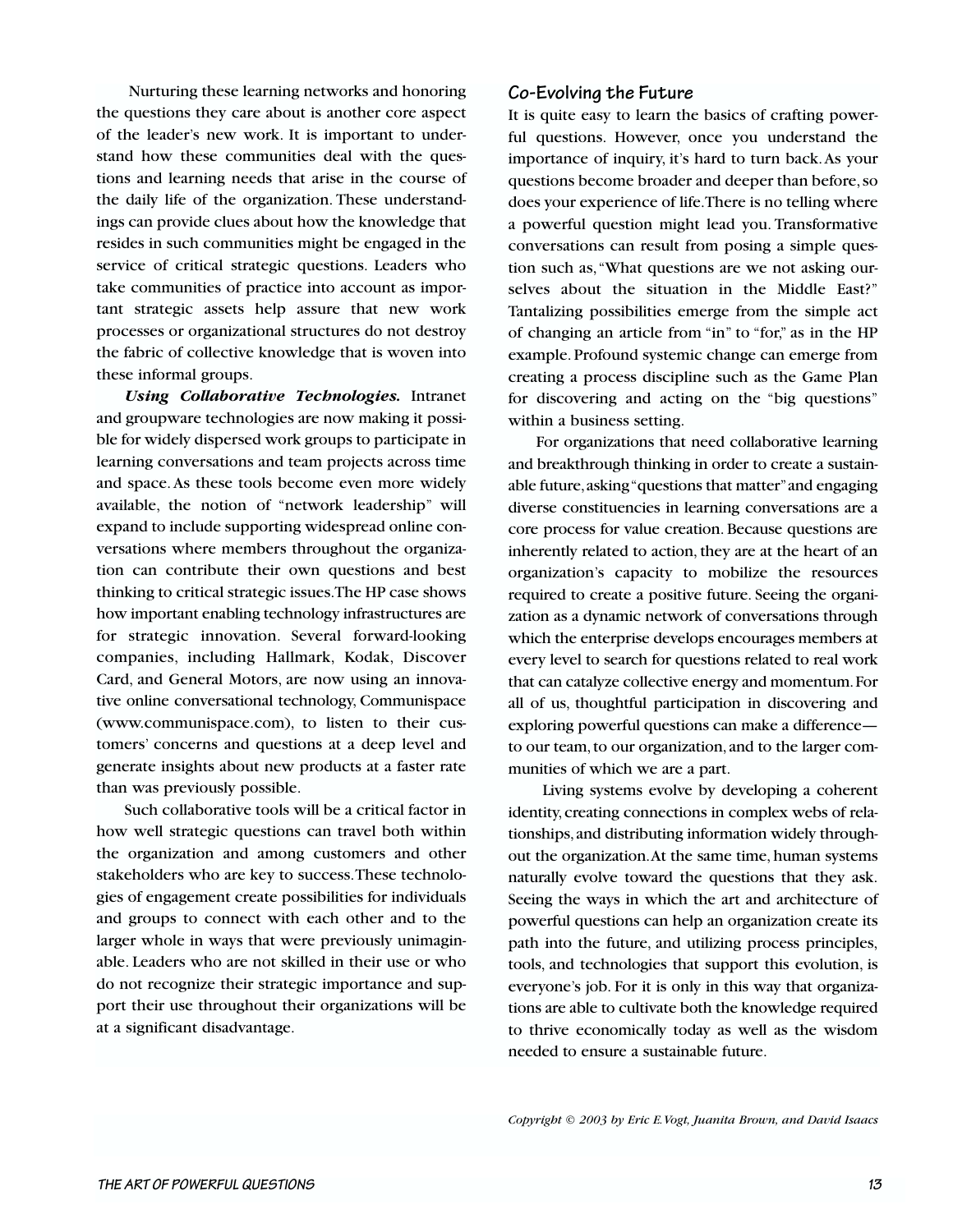Nurturing these learning networks and honoring the questions they care about is another core aspect of the leader's new work. It is important to understand how these communities deal with the questions and learning needs that arise in the course of the daily life of the organization. These understandings can provide clues about how the knowledge that resides in such communities might be engaged in the service of critical strategic questions. Leaders who take communities of practice into account as important strategic assets help assure that new work processes or organizational structures do not destroy the fabric of collective knowledge that is woven into these informal groups.

***Using Collaborative Technologies.*** Intranet and groupware technologies are now making it possible for widely dispersed work groups to participate in learning conversations and team projects across time and space. As these tools become even more widely available, the notion of "network leadership" will expand to include supporting widespread online conversations where members throughout the organization can contribute their own questions and best thinking to critical strategic issues. The HP case shows how important enabling technology infrastructures are for strategic innovation. Several forward-looking companies, including Hallmark, Kodak, Discover Card, and General Motors, are now using an innovative online conversational technology, Communispace (www.communispace.com), to listen to their customers' concerns and questions at a deep level and generate insights about new products at a faster rate than was previously possible.

Such collaborative tools will be a critical factor in how well strategic questions can travel both within the organization and among customers and other stakeholders who are key to success. These technologies of engagement create possibilities for individuals and groups to connect with each other and to the larger whole in ways that were previously unimaginable. Leaders who are not skilled in their use or who do not recognize their strategic importance and support their use throughout their organizations will be at a significant disadvantage.

## Co-Evolving the Future

It is quite easy to learn the basics of crafting powerful questions. However, once you understand the importance of inquiry, it's hard to turn back. As your questions become broader and deeper than before, so does your experience of life. There is no telling where a powerful question might lead you. Transformative conversations can result from posing a simple question such as, "What questions are we not asking ourselves about the situation in the Middle East?" Tantalizing possibilities emerge from the simple act of changing an article from "in" to "for," as in the HP example. Profound systemic change can emerge from creating a process discipline such as the Game Plan for discovering and acting on the "big questions" within a business setting.

For organizations that need collaborative learning and breakthrough thinking in order to create a sustainable future, asking "questions that matter" and engaging diverse constituencies in learning conversations are a core process for value creation. Because questions are inherently related to action, they are at the heart of an organization's capacity to mobilize the resources required to create a positive future. Seeing the organization as a dynamic network of conversations through which the enterprise develops encourages members at every level to search for questions related to real work that can catalyze collective energy and momentum. For all of us, thoughtful participation in discovering and exploring powerful questions can make a difference—to our team, to our organization, and to the larger communities of which we are a part.

Living systems evolve by developing a coherent identity, creating connections in complex webs of relationships, and distributing information widely throughout the organization. At the same time, human systems naturally evolve toward the questions that they ask. Seeing the ways in which the art and architecture of powerful questions can help an organization create its path into the future, and utilizing process principles, tools, and technologies that support this evolution, is everyone's job. For it is only in this way that organizations are able to cultivate both the knowledge required to thrive economically today as well as the wisdom needed to ensure a sustainable future.

*Copyright © 2003 by Eric E. Vogt, Juanita Brown, and David Isaacs*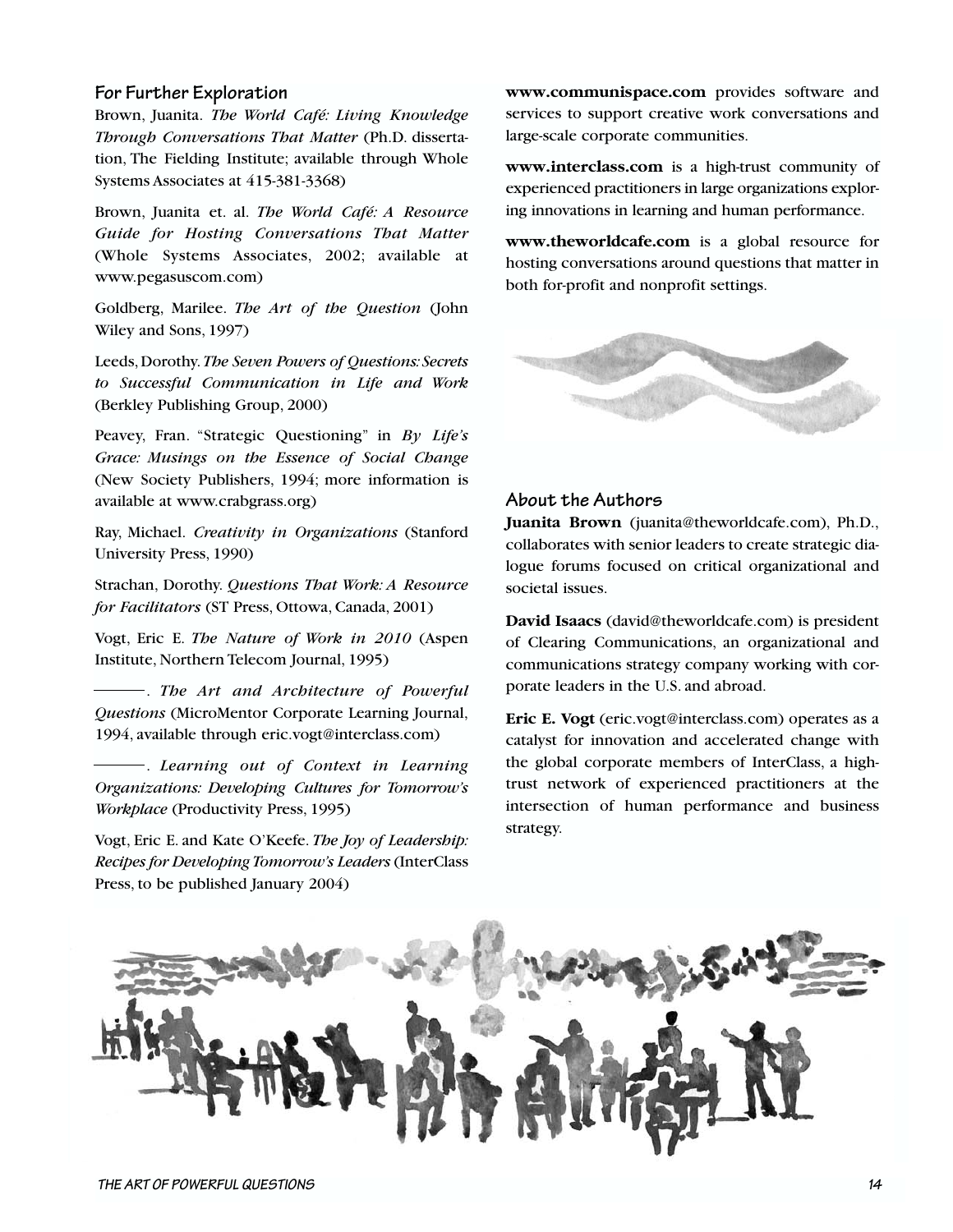## For Further Exploration

Brown, Juanita. *The World Café: Living Knowledge Through Conversations That Matter* (Ph.D. dissertation, The Fielding Institute; available through Whole Systems Associates at 415-381-3368)

Brown, Juanita et. al. *The World Café: A Resource Guide for Hosting Conversations That Matter* (Whole Systems Associates, 2002; available at www.pegasuscom.com)

Goldberg, Marilee. *The Art of the Question* (John Wiley and Sons, 1997)

Leeds, Dorothy. *The Seven Powers of Questions: Secrets to Successful Communication in Life and Work* (Berkley Publishing Group, 2000)

Peavey, Fran. "Strategic Questioning" in *By Life's Grace: Musings on the Essence of Social Change* (New Society Publishers, 1994; more information is available at www.crabgrass.org)

Ray, Michael. *Creativity in Organizations* (Stanford University Press, 1990)

Strachan, Dorothy. *Questions That Work: A Resource for Facilitators* (ST Press, Ottowa, Canada, 2001)

Vogt, Eric E. *The Nature of Work in 2010* (Aspen Institute, Northern Telecom Journal, 1995)

———. *The Art and Architecture of Powerful Questions* (MicroMentor Corporate Learning Journal, 1994, available through eric.vogt@interclass.com)

———. *Learning out of Context in Learning Organizations: Developing Cultures for Tomorrow's Workplace* (Productivity Press, 1995)

Vogt, Eric E. and Kate O'Keefe. *The Joy of Leadership: Recipes for Developing Tomorrow's Leaders* (InterClass Press, to be published January 2004)

**www.communispace.com** provides software and services to support creative work conversations and large-scale corporate communities.

**www.interclass.com** is a high-trust community of experienced practitioners in large organizations exploring innovations in learning and human performance.

**www.theworldcafe.com** is a global resource for hosting conversations around questions that matter in both for-profit and nonprofit settings.

## About the Authors

**Juanita Brown** (juanita@theworldcafe.com), Ph.D., collaborates with senior leaders to create strategic dialogue forums focused on critical organizational and societal issues.

**David Isaacs** (david@theworldcafe.com) is president of Clearing Communications, an organizational and communications strategy company working with corporate leaders in the U.S. and abroad.

**Eric E. Vogt** (eric.vogt@interclass.com) operates as a catalyst for innovation and accelerated change with the global corporate members of InterClass, a high-trust network of experienced practitioners at the intersection of human performance and business strategy.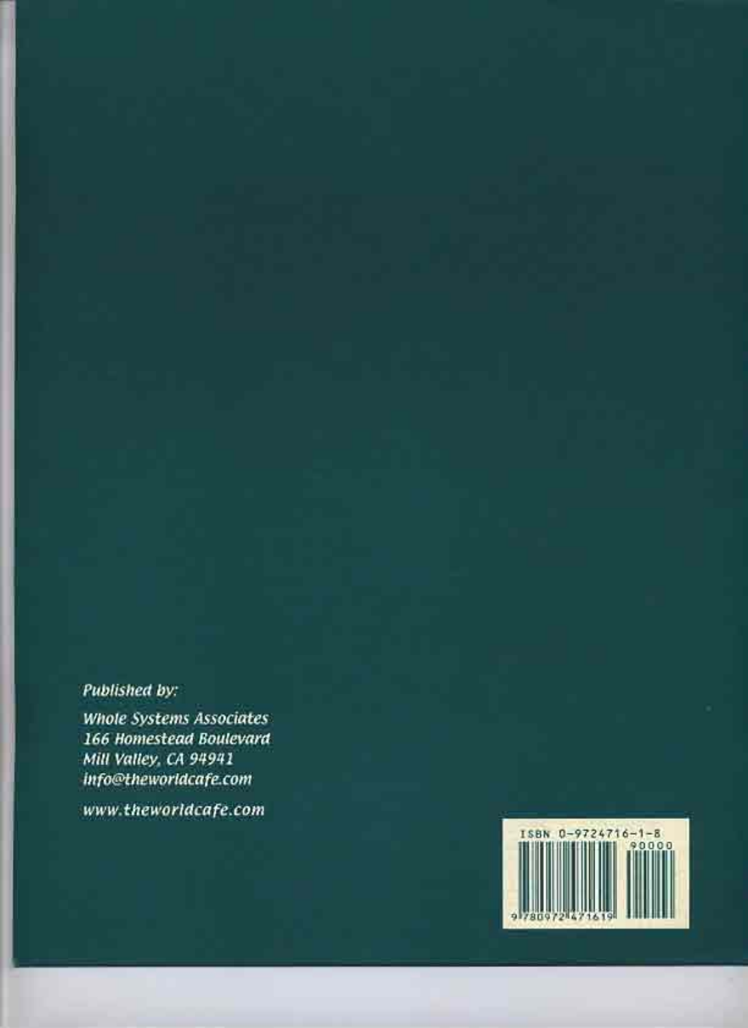*Published by:*

*Whole Systems Associates*
*166 Homestead Boulevard*
*Mill Valley, CA 94941*
*info@theworldcafe.com*

*www.theworldcafe.com*

ISBN 0-9724716-1-8

90000

9 780972 471619